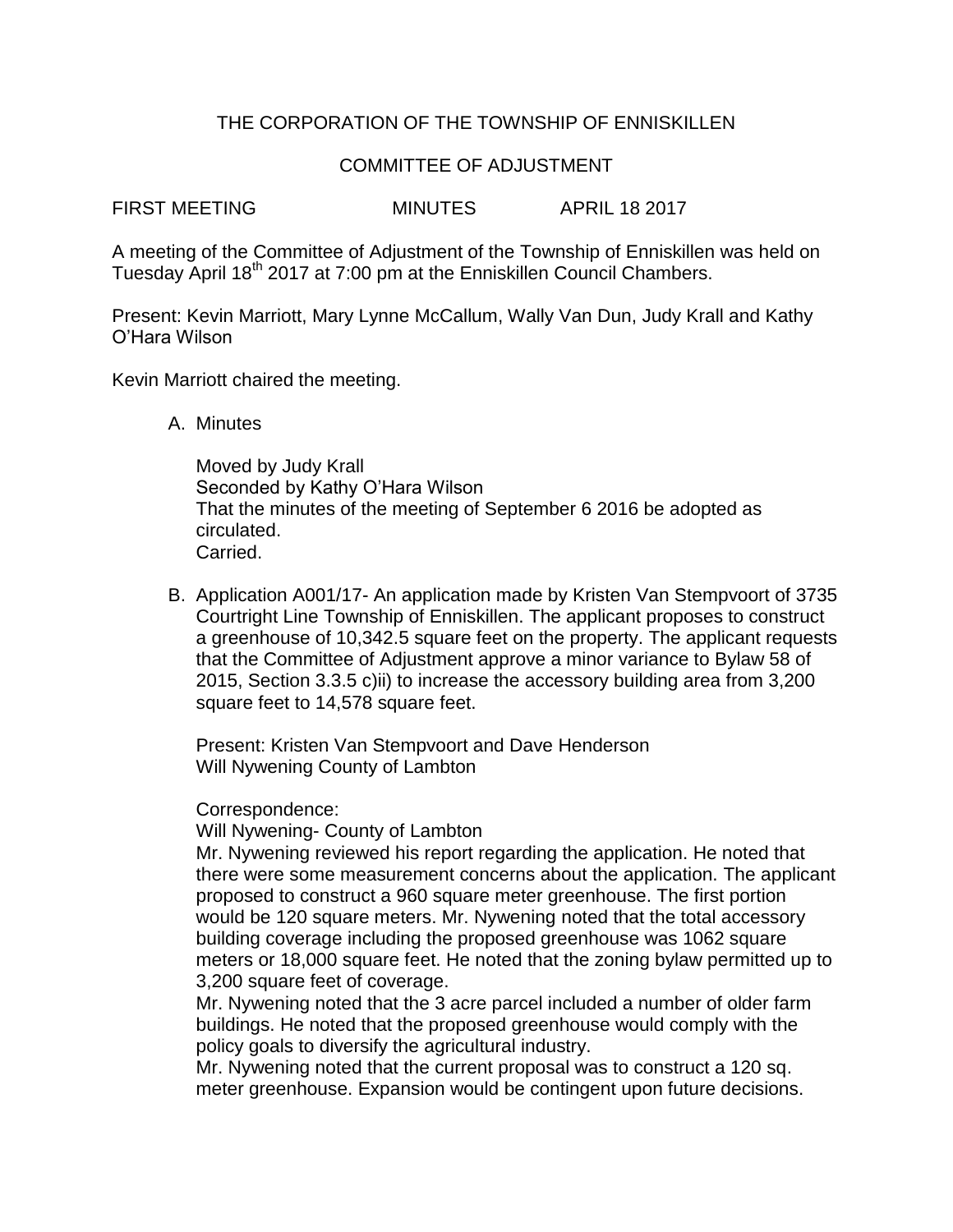# THE CORPORATION OF THE TOWNSHIP OF ENNISKILLEN

## COMMITTEE OF ADJUSTMENT

FIRST MEETING MINUTES APRIL 18 2017

A meeting of the Committee of Adjustment of the Township of Enniskillen was held on Tuesday April 18th 2017 at 7:00 pm at the Enniskillen Council Chambers.

Present: Kevin Marriott, Mary Lynne McCallum, Wally Van Dun, Judy Krall and Kathy O'Hara Wilson

Kevin Marriott chaired the meeting.

A. Minutes

   Moved by Judy Krall
   Seconded by Kathy O'Hara Wilson
   That the minutes of the meeting of September 6 2016 be adopted as circulated.
   Carried.

B. Application A001/17- An application made by Kristen Van Stempvoort of 3735 Courtright Line Township of Enniskillen. The applicant proposes to construct a greenhouse of 10,342.5 square feet on the property. The applicant requests that the Committee of Adjustment approve a minor variance to Bylaw 58 of 2015, Section 3.3.5 c)ii) to increase the accessory building area from 3,200 square feet to 14,578 square feet.

   Present: Kristen Van Stempvoort and Dave Henderson
   Will Nywening County of Lambton

   Correspondence:
   Will Nywening- County of Lambton
   Mr. Nywening reviewed his report regarding the application. He noted that there were some measurement concerns about the application. The applicant proposed to construct a 960 square meter greenhouse. The first portion would be 120 square meters. Mr. Nywening noted that the total accessory building coverage including the proposed greenhouse was 1062 square meters or 18,000 square feet. He noted that the zoning bylaw permitted up to 3,200 square feet of coverage.
   Mr. Nywening noted that the 3 acre parcel included a number of older farm buildings. He noted that the proposed greenhouse would comply with the policy goals to diversify the agricultural industry.
   Mr. Nywening noted that the current proposal was to construct a 120 sq. meter greenhouse. Expansion would be contingent upon future decisions.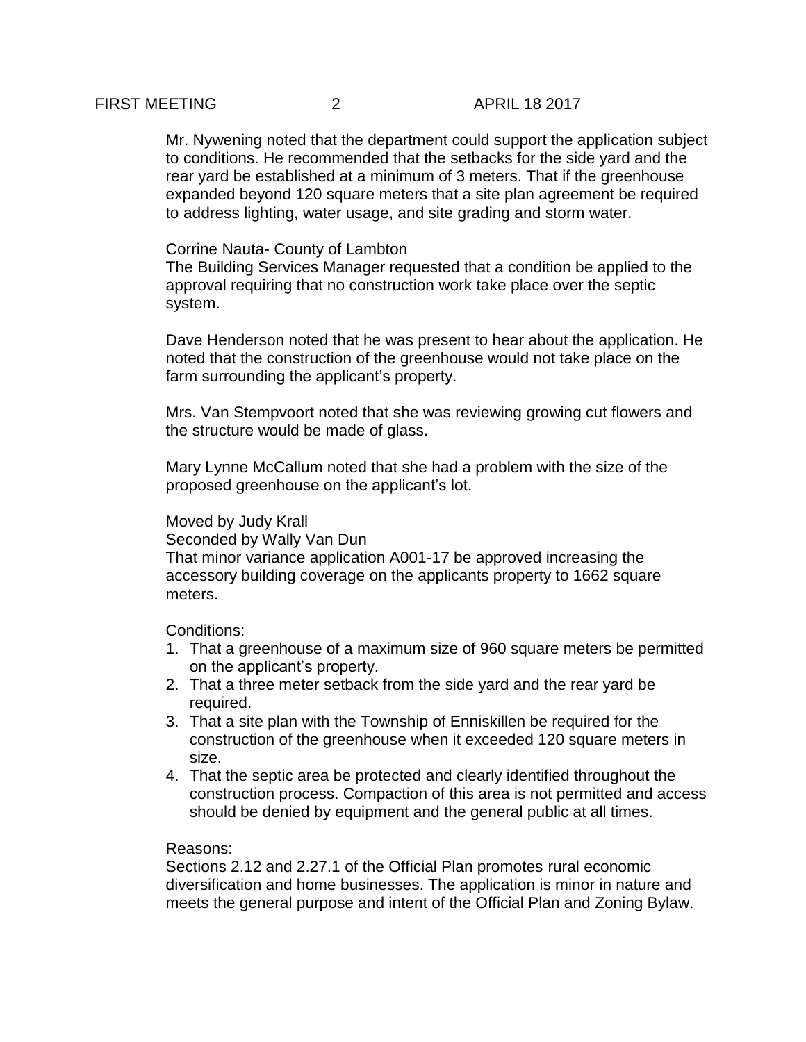Mr. Nywening noted that the department could support the application subject to conditions. He recommended that the setbacks for the side yard and the rear yard be established at a minimum of 3 meters. That if the greenhouse expanded beyond 120 square meters that a site plan agreement be required to address lighting, water usage, and site grading and storm water.

Corrine Nauta- County of Lambton
The Building Services Manager requested that a condition be applied to the approval requiring that no construction work take place over the septic system.

Dave Henderson noted that he was present to hear about the application. He noted that the construction of the greenhouse would not take place on the farm surrounding the applicant's property.

Mrs. Van Stempvoort noted that she was reviewing growing cut flowers and the structure would be made of glass.

Mary Lynne McCallum noted that she had a problem with the size of the proposed greenhouse on the applicant's lot.

Moved by Judy Krall
Seconded by Wally Van Dun
That minor variance application A001-17 be approved increasing the accessory building coverage on the applicants property to 1662 square meters.

Conditions:

1. That a greenhouse of a maximum size of 960 square meters be permitted on the applicant's property.
2. That a three meter setback from the side yard and the rear yard be required.
3. That a site plan with the Township of Enniskillen be required for the construction of the greenhouse when it exceeded 120 square meters in size.
4. That the septic area be protected and clearly identified throughout the construction process. Compaction of this area is not permitted and access should be denied by equipment and the general public at all times.

Reasons:
Sections 2.12 and 2.27.1 of the Official Plan promotes rural economic diversification and home businesses. The application is minor in nature and meets the general purpose and intent of the Official Plan and Zoning Bylaw.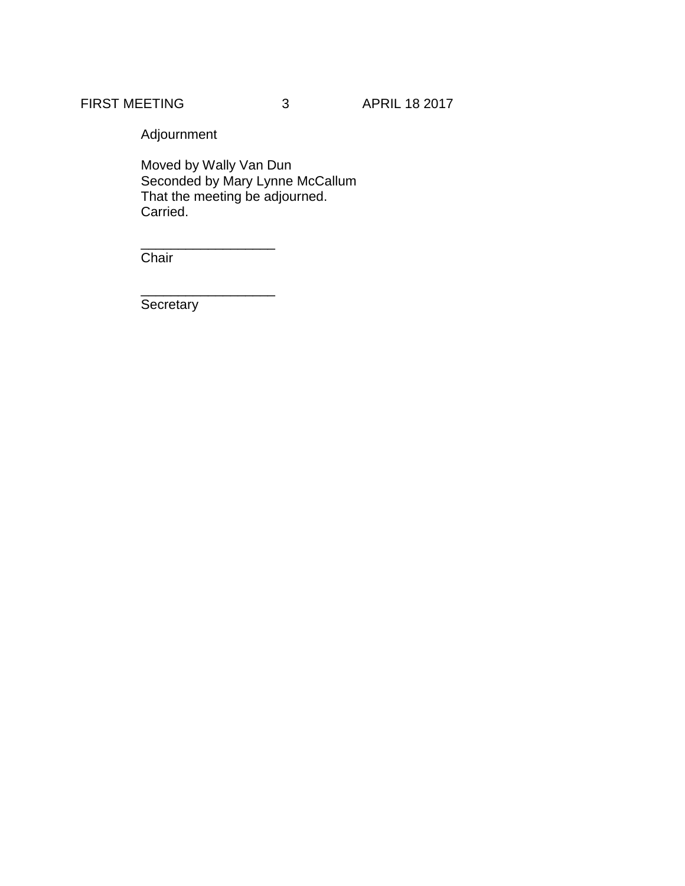Adjournment

Moved by Wally Van Dun
Seconded by Mary Lynne McCallum
That the meeting be adjourned.
Carried.

__________________
Chair

__________________
Secretary